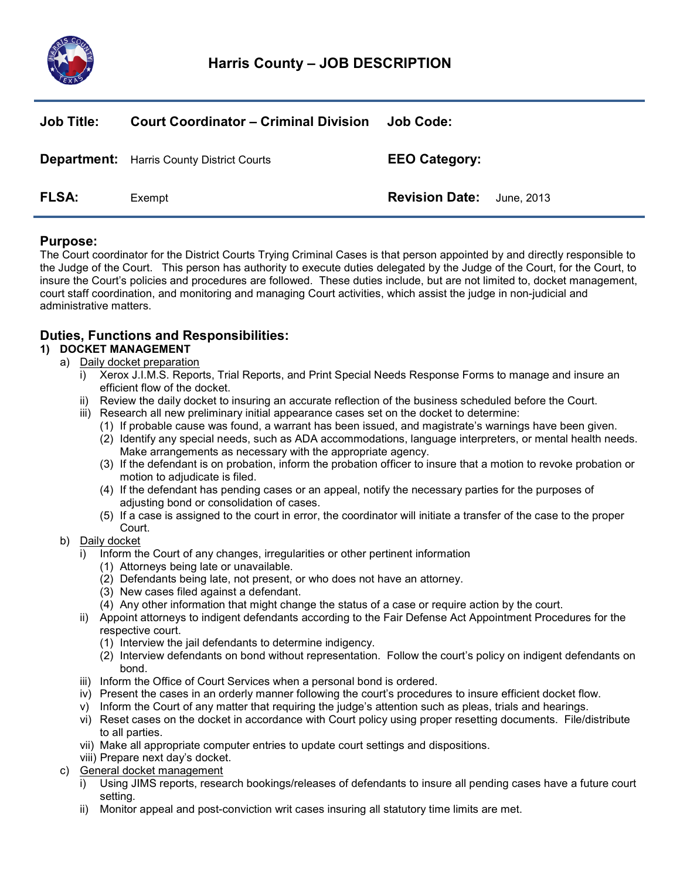# Harris County – JOB DESCRIPTION

| | | | |
|---|---|---|---|
| **Job Title:** | **Court Coordinator – Criminal Division** | **Job Code:** | |
| **Department:** | Harris County District Courts | **EEO Category:** | |
| **FLSA:** | Exempt | **Revision Date:** | June, 2013 |

## Purpose:

The Court coordinator for the District Courts Trying Criminal Cases is that person appointed by and directly responsible to the Judge of the Court. This person has authority to execute duties delegated by the Judge of the Court, for the Court, to insure the Court's policies and procedures are followed. These duties include, but are not limited to, docket management, court staff coordination, and monitoring and managing Court activities, which assist the judge in non-judicial and administrative matters.

## Duties, Functions and Responsibilities:

**1) DOCKET MANAGEMENT**

a) Daily docket preparation
   - i) Xerox J.I.M.S. Reports, Trial Reports, and Print Special Needs Response Forms to manage and insure an efficient flow of the docket.
   - ii) Review the daily docket to insuring an accurate reflection of the business scheduled before the Court.
   - iii) Research all new preliminary initial appearance cases set on the docket to determine:
     - (1) If probable cause was found, a warrant has been issued, and magistrate's warnings have been given.
     - (2) Identify any special needs, such as ADA accommodations, language interpreters, or mental health needs. Make arrangements as necessary with the appropriate agency.
     - (3) If the defendant is on probation, inform the probation officer to insure that a motion to revoke probation or motion to adjudicate is filed.
     - (4) If the defendant has pending cases or an appeal, notify the necessary parties for the purposes of adjusting bond or consolidation of cases.
     - (5) If a case is assigned to the court in error, the coordinator will initiate a transfer of the case to the proper Court.

b) Daily docket
   - i) Inform the Court of any changes, irregularities or other pertinent information
     - (1) Attorneys being late or unavailable.
     - (2) Defendants being late, not present, or who does not have an attorney.
     - (3) New cases filed against a defendant.
     - (4) Any other information that might change the status of a case or require action by the court.
   - ii) Appoint attorneys to indigent defendants according to the Fair Defense Act Appointment Procedures for the respective court.
     - (1) Interview the jail defendants to determine indigency.
     - (2) Interview defendants on bond without representation. Follow the court's policy on indigent defendants on bond.
   - iii) Inform the Office of Court Services when a personal bond is ordered.
   - iv) Present the cases in an orderly manner following the court's procedures to insure efficient docket flow.
   - v) Inform the Court of any matter that requiring the judge's attention such as pleas, trials and hearings.
   - vi) Reset cases on the docket in accordance with Court policy using proper resetting documents. File/distribute to all parties.
   - vii) Make all appropriate computer entries to update court settings and dispositions.
   - viii) Prepare next day's docket.

c) General docket management
   - i) Using JIMS reports, research bookings/releases of defendants to insure all pending cases have a future court setting.
   - ii) Monitor appeal and post-conviction writ cases insuring all statutory time limits are met.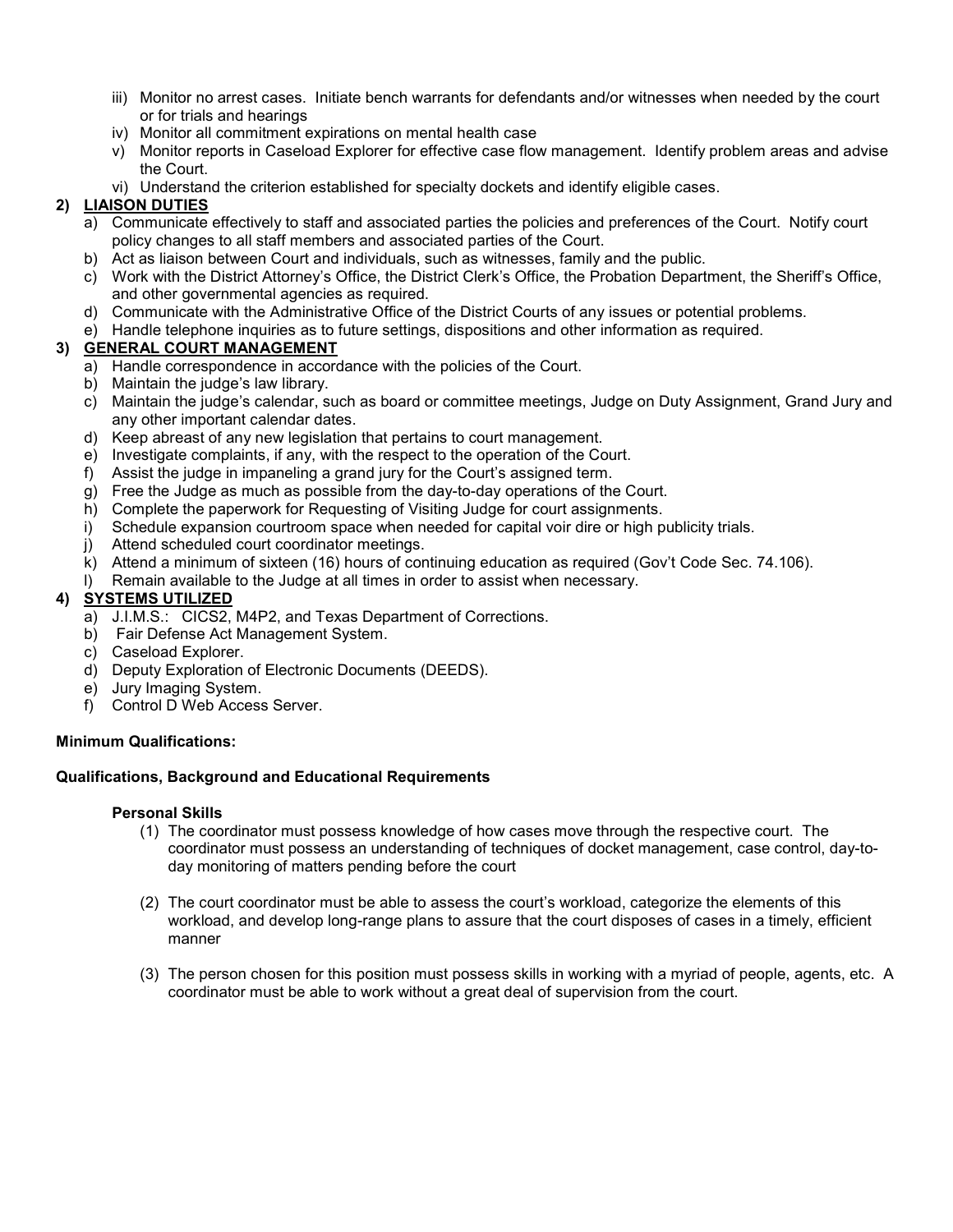- iii) Monitor no arrest cases. Initiate bench warrants for defendants and/or witnesses when needed by the court or for trials and hearings
- iv) Monitor all commitment expirations on mental health case
- v) Monitor reports in Caseload Explorer for effective case flow management. Identify problem areas and advise the Court.
- vi) Understand the criterion established for specialty dockets and identify eligible cases.

**2) <u>LIAISON DUTIES</u>**

- a) Communicate effectively to staff and associated parties the policies and preferences of the Court. Notify court policy changes to all staff members and associated parties of the Court.
- b) Act as liaison between Court and individuals, such as witnesses, family and the public.
- c) Work with the District Attorney's Office, the District Clerk's Office, the Probation Department, the Sheriff's Office, and other governmental agencies as required.
- d) Communicate with the Administrative Office of the District Courts of any issues or potential problems.
- e) Handle telephone inquiries as to future settings, dispositions and other information as required.

**3) <u>GENERAL COURT MANAGEMENT</u>**

- a) Handle correspondence in accordance with the policies of the Court.
- b) Maintain the judge's law library.
- c) Maintain the judge's calendar, such as board or committee meetings, Judge on Duty Assignment, Grand Jury and any other important calendar dates.
- d) Keep abreast of any new legislation that pertains to court management.
- e) Investigate complaints, if any, with the respect to the operation of the Court.
- f) Assist the judge in impaneling a grand jury for the Court's assigned term.
- g) Free the Judge as much as possible from the day-to-day operations of the Court.
- h) Complete the paperwork for Requesting of Visiting Judge for court assignments.
- i) Schedule expansion courtroom space when needed for capital voir dire or high publicity trials.
- j) Attend scheduled court coordinator meetings.
- k) Attend a minimum of sixteen (16) hours of continuing education as required (Gov't Code Sec. 74.106).
- l) Remain available to the Judge at all times in order to assist when necessary.

**4) <u>SYSTEMS UTILIZED</u>**

- a) J.I.M.S.: CICS2, M4P2, and Texas Department of Corrections.
- b) Fair Defense Act Management System.
- c) Caseload Explorer.
- d) Deputy Exploration of Electronic Documents (DEEDS).
- e) Jury Imaging System.
- f) Control D Web Access Server.

**Minimum Qualifications:**

**Qualifications, Background and Educational Requirements**

**Personal Skills**

(1) The coordinator must possess knowledge of how cases move through the respective court. The coordinator must possess an understanding of techniques of docket management, case control, day-to-day monitoring of matters pending before the court

(2) The court coordinator must be able to assess the court's workload, categorize the elements of this workload, and develop long-range plans to assure that the court disposes of cases in a timely, efficient manner

(3) The person chosen for this position must possess skills in working with a myriad of people, agents, etc. A coordinator must be able to work without a great deal of supervision from the court.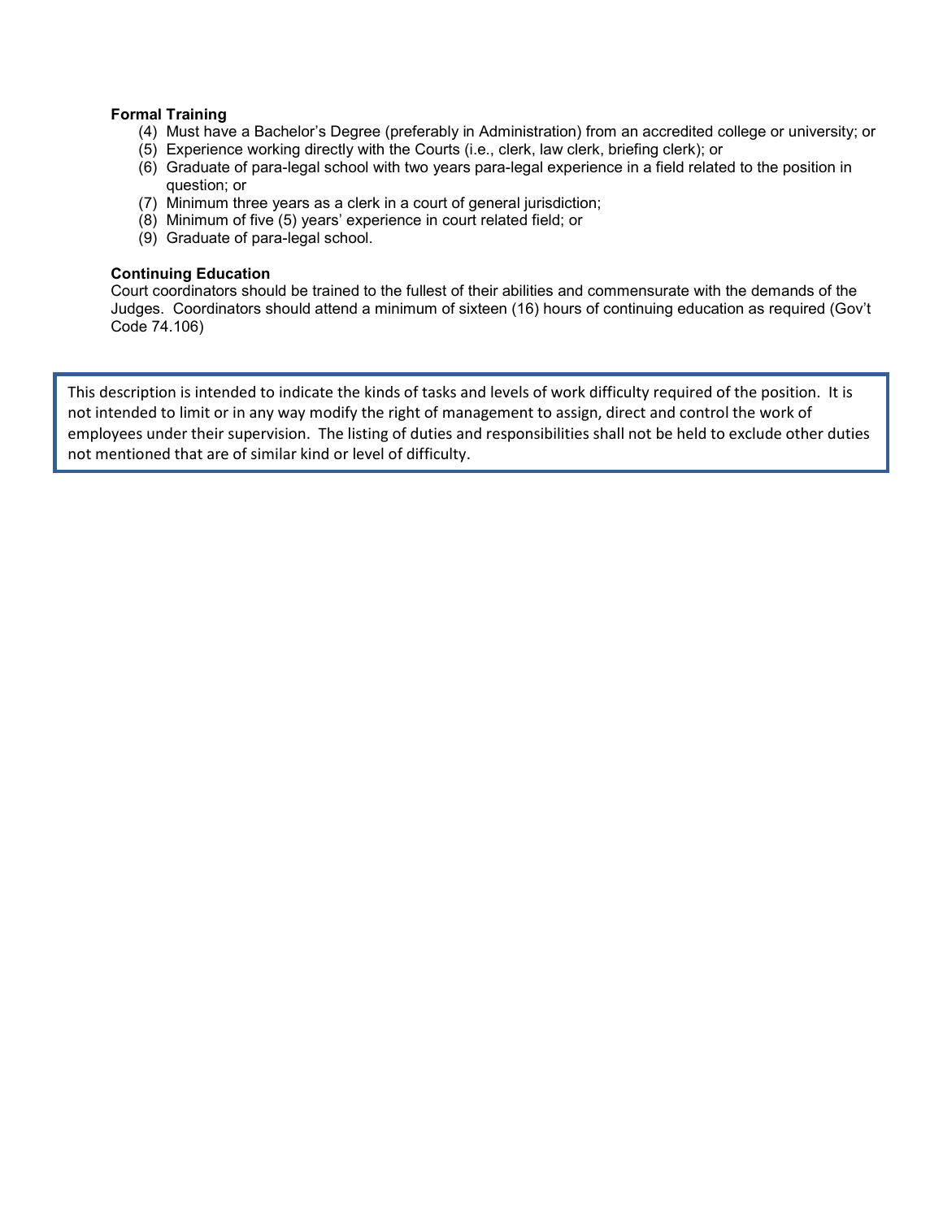**Formal Training**

(4) Must have a Bachelor's Degree (preferably in Administration) from an accredited college or university; or
(5) Experience working directly with the Courts (i.e., clerk, law clerk, briefing clerk); or
(6) Graduate of para-legal school with two years para-legal experience in a field related to the position in question; or
(7) Minimum three years as a clerk in a court of general jurisdiction;
(8) Minimum of five (5) years' experience in court related field; or
(9) Graduate of para-legal school.

**Continuing Education**

Court coordinators should be trained to the fullest of their abilities and commensurate with the demands of the Judges. Coordinators should attend a minimum of sixteen (16) hours of continuing education as required (Gov't Code 74.106)

This description is intended to indicate the kinds of tasks and levels of work difficulty required of the position. It is not intended to limit or in any way modify the right of management to assign, direct and control the work of employees under their supervision. The listing of duties and responsibilities shall not be held to exclude other duties not mentioned that are of similar kind or level of difficulty.